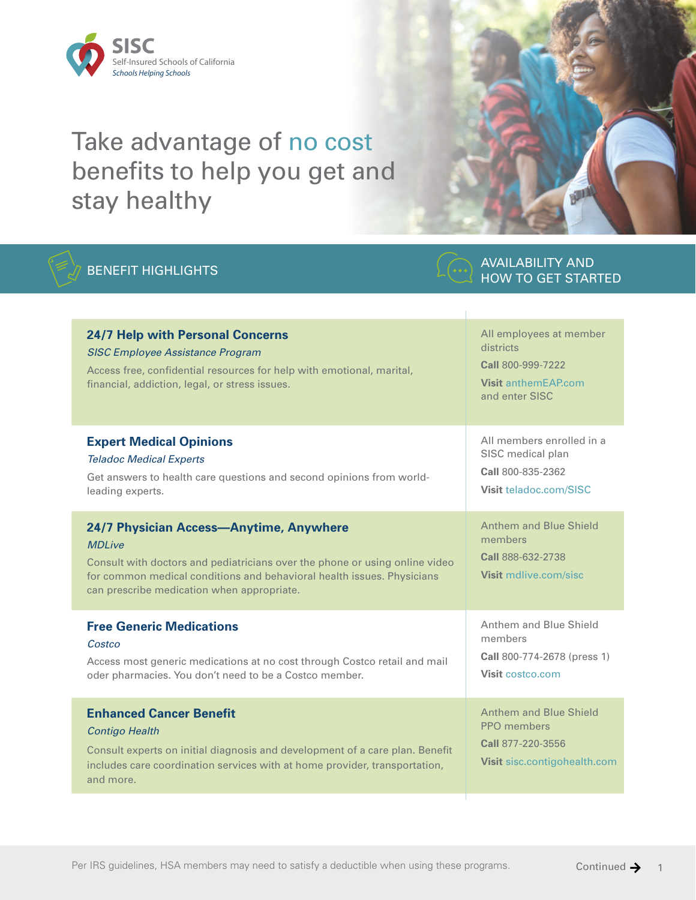SISC
Self-Insured Schools of California
*Schools Helping Schools*

# Take advantage of no cost benefits to help you get and stay healthy

| BENEFIT HIGHLIGHTS | AVAILABILITY AND HOW TO GET STARTED |
| --- | --- |
| **24/7 Help with Personal Concerns**<br>*SISC Employee Assistance Program*<br>Access free, confidential resources for help with emotional, marital, financial, addiction, legal, or stress issues. | All employees at member districts<br>**Call** 800-999-7222<br>**Visit** anthemEAP.com and enter SISC |
| **Expert Medical Opinions**<br>*Teladoc Medical Experts*<br>Get answers to health care questions and second opinions from world-leading experts. | All members enrolled in a SISC medical plan<br>**Call** 800-835-2362<br>**Visit** teladoc.com/SISC |
| **24/7 Physician Access—Anytime, Anywhere**<br>*MDLive*<br>Consult with doctors and pediatricians over the phone or using online video for common medical conditions and behavioral health issues. Physicians can prescribe medication when appropriate. | Anthem and Blue Shield members<br>**Call** 888-632-2738<br>**Visit** mdlive.com/sisc |
| **Free Generic Medications**<br>*Costco*<br>Access most generic medications at no cost through Costco retail and mail oder pharmacies. You don't need to be a Costco member. | Anthem and Blue Shield members<br>**Call** 800-774-2678 (press 1)<br>**Visit** costco.com |
| **Enhanced Cancer Benefit**<br>*Contigo Health*<br>Consult experts on initial diagnosis and development of a care plan. Benefit includes care coordination services with at home provider, transportation, and more. | Anthem and Blue Shield PPO members<br>**Call** 877-220-3556<br>**Visit** sisc.contigohealth.com |

Per IRS guidelines, HSA members may need to satisfy a deductible when using these programs.

Continued →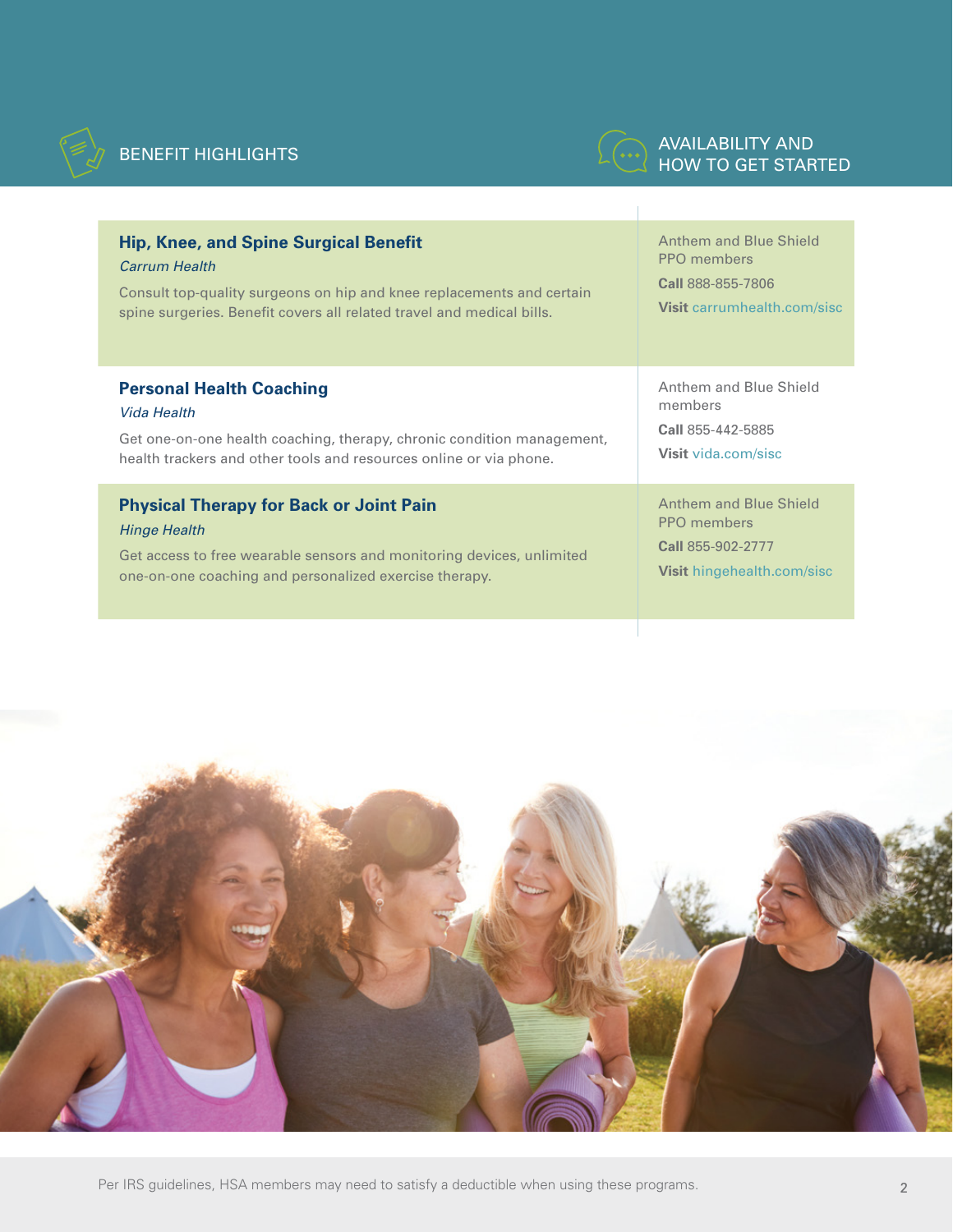| BENEFIT HIGHLIGHTS | AVAILABILITY AND HOW TO GET STARTED |
| --- | --- |
| **Hip, Knee, and Spine Surgical Benefit**<br>*Carrum Health*<br>Consult top-quality surgeons on hip and knee replacements and certain spine surgeries. Benefit covers all related travel and medical bills. | Anthem and Blue Shield PPO members<br>**Call** 888-855-7806<br>**Visit** carrumhealth.com/sisc |
| **Personal Health Coaching**<br>*Vida Health*<br>Get one-on-one health coaching, therapy, chronic condition management, health trackers and other tools and resources online or via phone. | Anthem and Blue Shield members<br>**Call** 855-442-5885<br>**Visit** vida.com/sisc |
| **Physical Therapy for Back or Joint Pain**<br>*Hinge Health*<br>Get access to free wearable sensors and monitoring devices, unlimited one-on-one coaching and personalized exercise therapy. | Anthem and Blue Shield PPO members<br>**Call** 855-902-2777<br>**Visit** hingehealth.com/sisc |

Per IRS guidelines, HSA members may need to satisfy a deductible when using these programs.